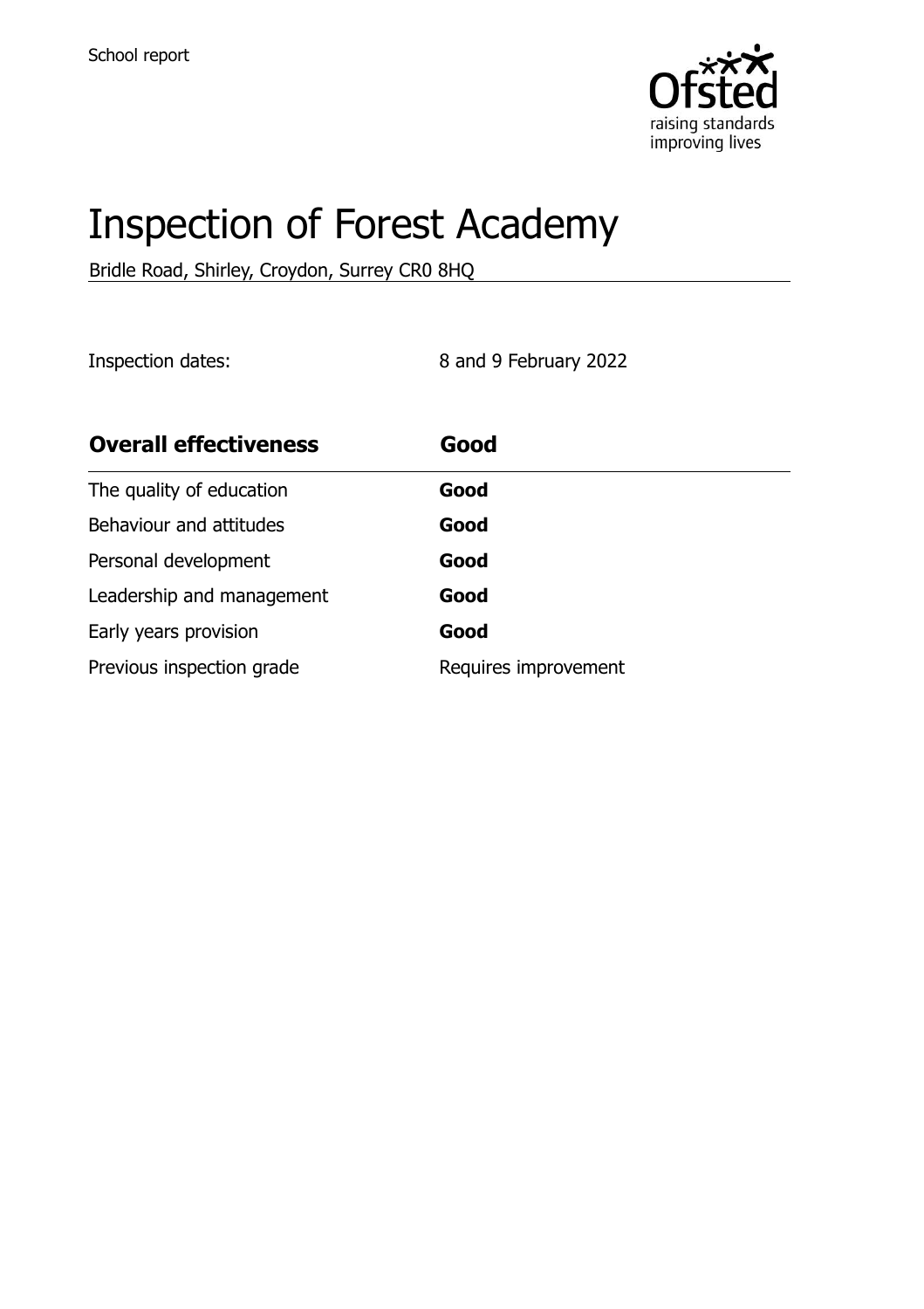School report

# Inspection of Forest Academy

Bridle Road, Shirley, Croydon, Surrey CR0 8HQ

Inspection dates: 8 and 9 February 2022

| **Overall effectiveness** | **Good** |
| --- | --- |
| The quality of education | **Good** |
| Behaviour and attitudes | **Good** |
| Personal development | **Good** |
| Leadership and management | **Good** |
| Early years provision | **Good** |
| Previous inspection grade | Requires improvement |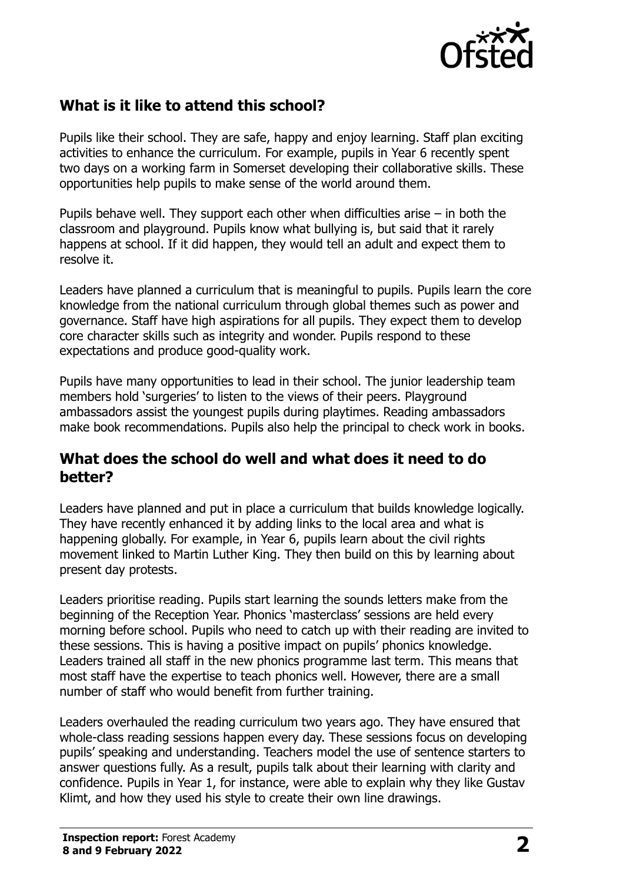## What is it like to attend this school?

Pupils like their school. They are safe, happy and enjoy learning. Staff plan exciting activities to enhance the curriculum. For example, pupils in Year 6 recently spent two days on a working farm in Somerset developing their collaborative skills. These opportunities help pupils to make sense of the world around them.

Pupils behave well. They support each other when difficulties arise – in both the classroom and playground. Pupils know what bullying is, but said that it rarely happens at school. If it did happen, they would tell an adult and expect them to resolve it.

Leaders have planned a curriculum that is meaningful to pupils. Pupils learn the core knowledge from the national curriculum through global themes such as power and governance. Staff have high aspirations for all pupils. They expect them to develop core character skills such as integrity and wonder. Pupils respond to these expectations and produce good-quality work.

Pupils have many opportunities to lead in their school. The junior leadership team members hold 'surgeries' to listen to the views of their peers. Playground ambassadors assist the youngest pupils during playtimes. Reading ambassadors make book recommendations. Pupils also help the principal to check work in books.

## What does the school do well and what does it need to do better?

Leaders have planned and put in place a curriculum that builds knowledge logically. They have recently enhanced it by adding links to the local area and what is happening globally. For example, in Year 6, pupils learn about the civil rights movement linked to Martin Luther King. They then build on this by learning about present day protests.

Leaders prioritise reading. Pupils start learning the sounds letters make from the beginning of the Reception Year. Phonics 'masterclass' sessions are held every morning before school. Pupils who need to catch up with their reading are invited to these sessions. This is having a positive impact on pupils' phonics knowledge. Leaders trained all staff in the new phonics programme last term. This means that most staff have the expertise to teach phonics well. However, there are a small number of staff who would benefit from further training.

Leaders overhauled the reading curriculum two years ago. They have ensured that whole-class reading sessions happen every day. These sessions focus on developing pupils' speaking and understanding. Teachers model the use of sentence starters to answer questions fully. As a result, pupils talk about their learning with clarity and confidence. Pupils in Year 1, for instance, were able to explain why they like Gustav Klimt, and how they used his style to create their own line drawings.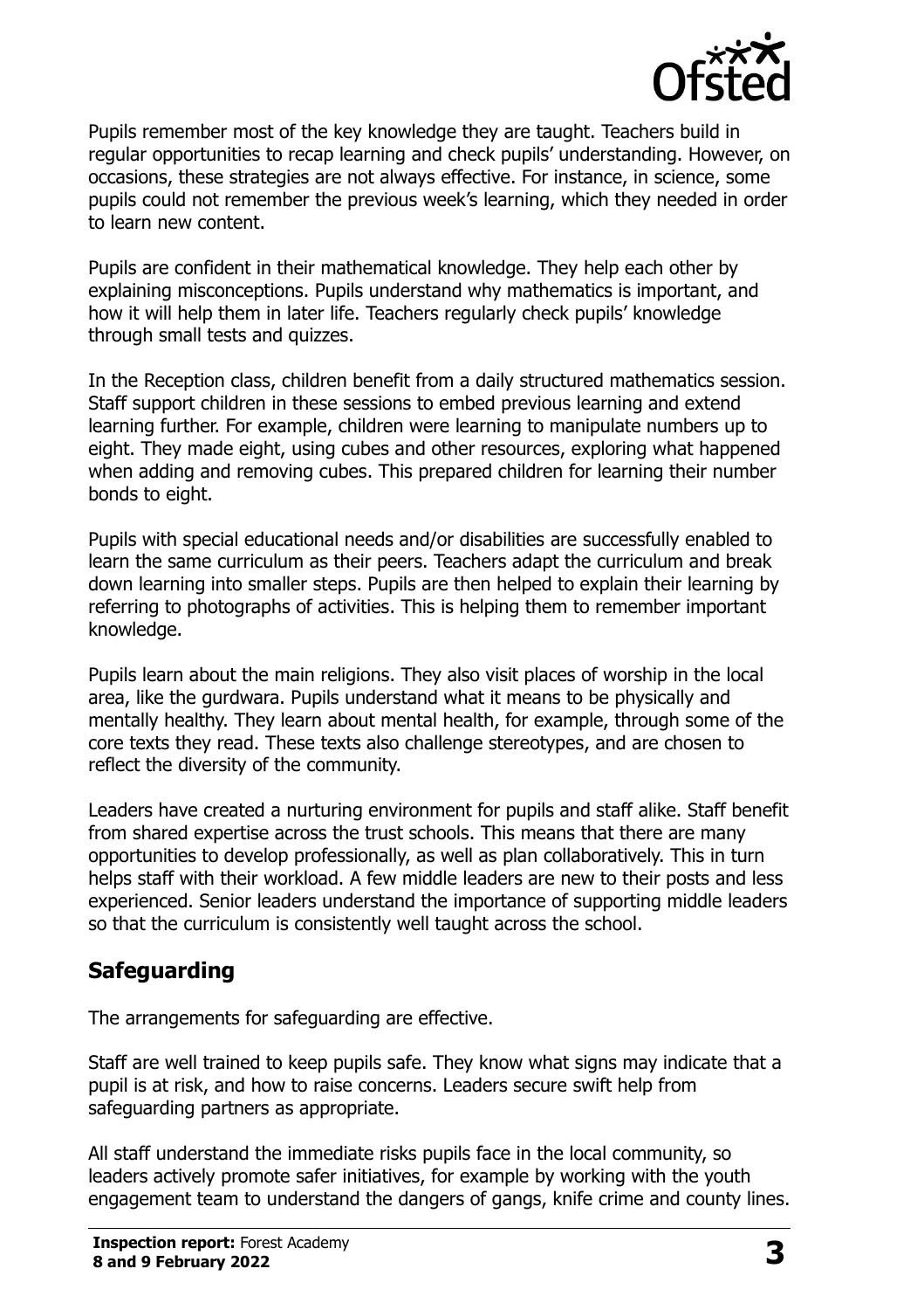Pupils remember most of the key knowledge they are taught. Teachers build in regular opportunities to recap learning and check pupils' understanding. However, on occasions, these strategies are not always effective. For instance, in science, some pupils could not remember the previous week's learning, which they needed in order to learn new content.

Pupils are confident in their mathematical knowledge. They help each other by explaining misconceptions. Pupils understand why mathematics is important, and how it will help them in later life. Teachers regularly check pupils' knowledge through small tests and quizzes.

In the Reception class, children benefit from a daily structured mathematics session. Staff support children in these sessions to embed previous learning and extend learning further. For example, children were learning to manipulate numbers up to eight. They made eight, using cubes and other resources, exploring what happened when adding and removing cubes. This prepared children for learning their number bonds to eight.

Pupils with special educational needs and/or disabilities are successfully enabled to learn the same curriculum as their peers. Teachers adapt the curriculum and break down learning into smaller steps. Pupils are then helped to explain their learning by referring to photographs of activities. This is helping them to remember important knowledge.

Pupils learn about the main religions. They also visit places of worship in the local area, like the gurdwara. Pupils understand what it means to be physically and mentally healthy. They learn about mental health, for example, through some of the core texts they read. These texts also challenge stereotypes, and are chosen to reflect the diversity of the community.

Leaders have created a nurturing environment for pupils and staff alike. Staff benefit from shared expertise across the trust schools. This means that there are many opportunities to develop professionally, as well as plan collaboratively. This in turn helps staff with their workload. A few middle leaders are new to their posts and less experienced. Senior leaders understand the importance of supporting middle leaders so that the curriculum is consistently well taught across the school.

## Safeguarding

The arrangements for safeguarding are effective.

Staff are well trained to keep pupils safe. They know what signs may indicate that a pupil is at risk, and how to raise concerns. Leaders secure swift help from safeguarding partners as appropriate.

All staff understand the immediate risks pupils face in the local community, so leaders actively promote safer initiatives, for example by working with the youth engagement team to understand the dangers of gangs, knife crime and county lines.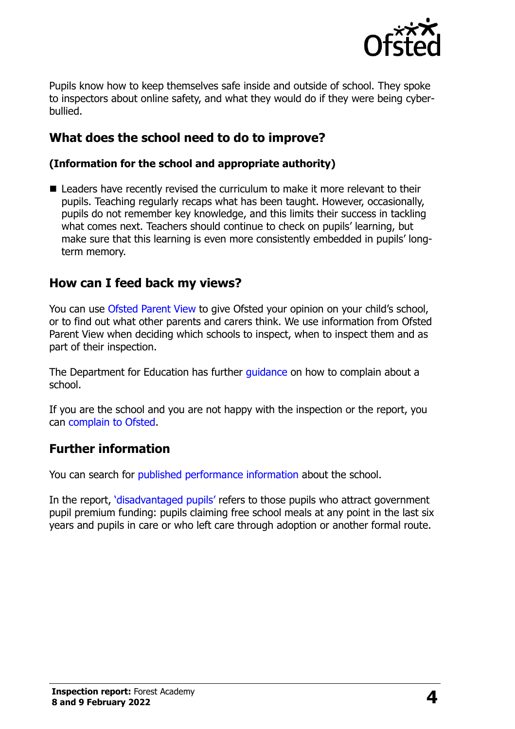Pupils know how to keep themselves safe inside and outside of school. They spoke to inspectors about online safety, and what they would do if they were being cyber-bullied.

## What does the school need to do to improve?

**(Information for the school and appropriate authority)**

- Leaders have recently revised the curriculum to make it more relevant to their pupils. Teaching regularly recaps what has been taught. However, occasionally, pupils do not remember key knowledge, and this limits their success in tackling what comes next. Teachers should continue to check on pupils' learning, but make sure that this learning is even more consistently embedded in pupils' long-term memory.

## How can I feed back my views?

You can use Ofsted Parent View to give Ofsted your opinion on your child's school, or to find out what other parents and carers think. We use information from Ofsted Parent View when deciding which schools to inspect, when to inspect them and as part of their inspection.

The Department for Education has further guidance on how to complain about a school.

If you are the school and you are not happy with the inspection or the report, you can complain to Ofsted.

## Further information

You can search for published performance information about the school.

In the report, 'disadvantaged pupils' refers to those pupils who attract government pupil premium funding: pupils claiming free school meals at any point in the last six years and pupils in care or who left care through adoption or another formal route.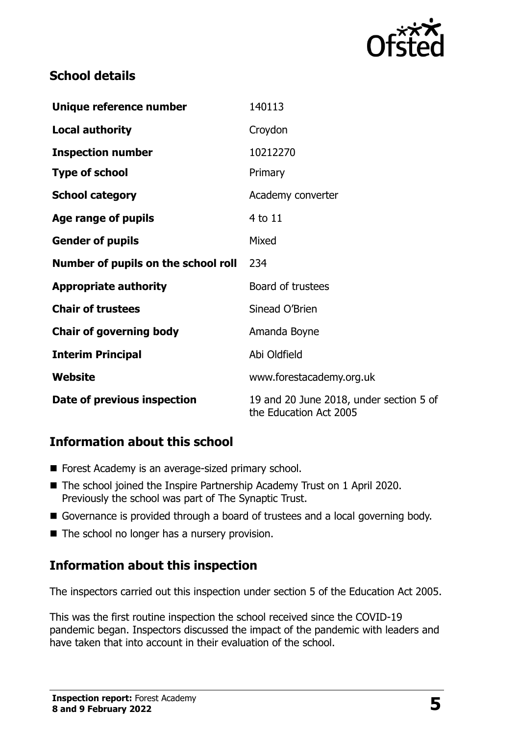## School details

| | |
|---|---|
| **Unique reference number** | 140113 |
| **Local authority** | Croydon |
| **Inspection number** | 10212270 |
| **Type of school** | Primary |
| **School category** | Academy converter |
| **Age range of pupils** | 4 to 11 |
| **Gender of pupils** | Mixed |
| **Number of pupils on the school roll** | 234 |
| **Appropriate authority** | Board of trustees |
| **Chair of trustees** | Sinead O'Brien |
| **Chair of governing body** | Amanda Boyne |
| **Interim Principal** | Abi Oldfield |
| **Website** | www.forestacademy.org.uk |
| **Date of previous inspection** | 19 and 20 June 2018, under section 5 of the Education Act 2005 |

## Information about this school

- Forest Academy is an average-sized primary school.
- The school joined the Inspire Partnership Academy Trust on 1 April 2020. Previously the school was part of The Synaptic Trust.
- Governance is provided through a board of trustees and a local governing body.
- The school no longer has a nursery provision.

## Information about this inspection

The inspectors carried out this inspection under section 5 of the Education Act 2005.

This was the first routine inspection the school received since the COVID-19 pandemic began. Inspectors discussed the impact of the pandemic with leaders and have taken that into account in their evaluation of the school.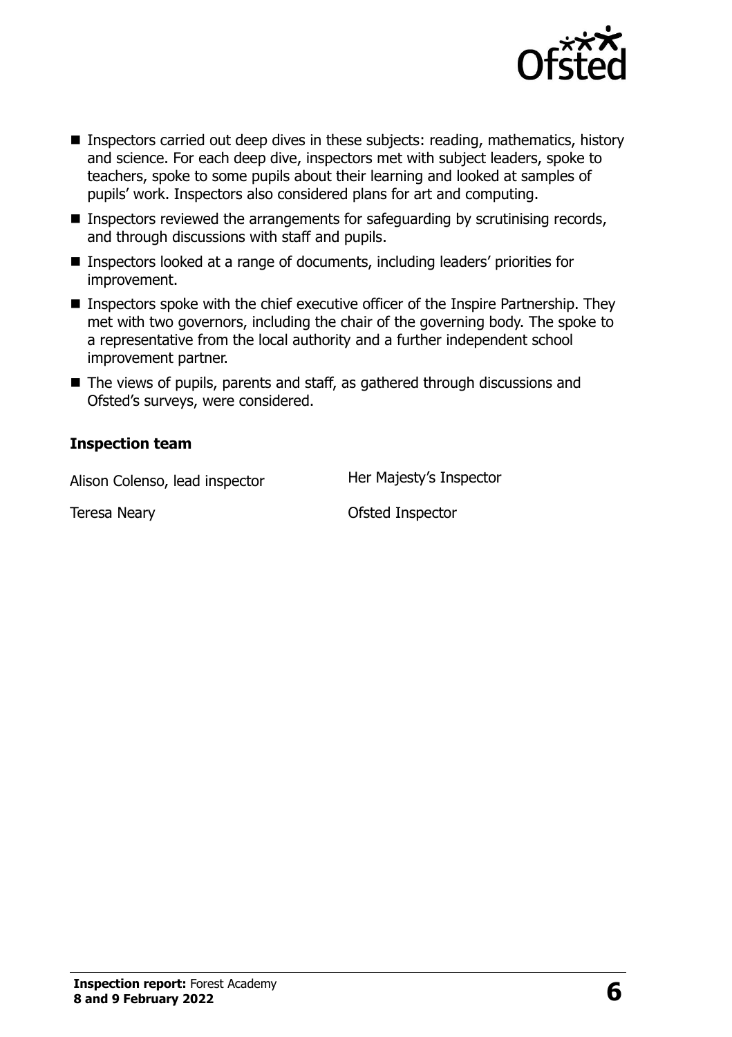- Inspectors carried out deep dives in these subjects: reading, mathematics, history and science. For each deep dive, inspectors met with subject leaders, spoke to teachers, spoke to some pupils about their learning and looked at samples of pupils' work. Inspectors also considered plans for art and computing.
- Inspectors reviewed the arrangements for safeguarding by scrutinising records, and through discussions with staff and pupils.
- Inspectors looked at a range of documents, including leaders' priorities for improvement.
- Inspectors spoke with the chief executive officer of the Inspire Partnership. They met with two governors, including the chair of the governing body. The spoke to a representative from the local authority and a further independent school improvement partner.
- The views of pupils, parents and staff, as gathered through discussions and Ofsted's surveys, were considered.

### Inspection team

| | |
|---|---|
| Alison Colenso, lead inspector | Her Majesty's Inspector |
| Teresa Neary | Ofsted Inspector |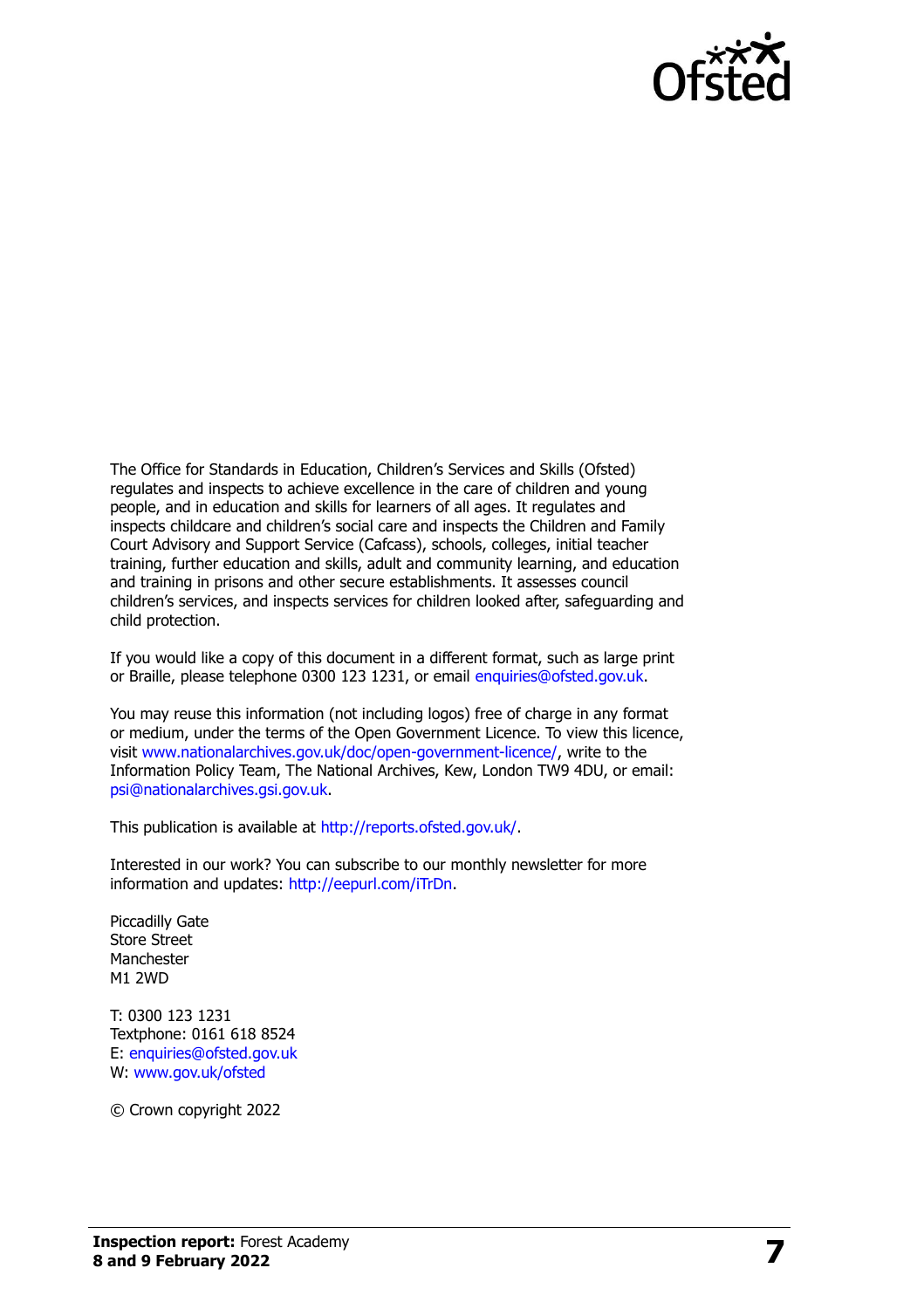The Office for Standards in Education, Children's Services and Skills (Ofsted) regulates and inspects to achieve excellence in the care of children and young people, and in education and skills for learners of all ages. It regulates and inspects childcare and children's social care and inspects the Children and Family Court Advisory and Support Service (Cafcass), schools, colleges, initial teacher training, further education and skills, adult and community learning, and education and training in prisons and other secure establishments. It assesses council children's services, and inspects services for children looked after, safeguarding and child protection.

If you would like a copy of this document in a different format, such as large print or Braille, please telephone 0300 123 1231, or email enquiries@ofsted.gov.uk.

You may reuse this information (not including logos) free of charge in any format or medium, under the terms of the Open Government Licence. To view this licence, visit www.nationalarchives.gov.uk/doc/open-government-licence/, write to the Information Policy Team, The National Archives, Kew, London TW9 4DU, or email: psi@nationalarchives.gsi.gov.uk.

This publication is available at http://reports.ofsted.gov.uk/.

Interested in our work? You can subscribe to our monthly newsletter for more information and updates: http://eepurl.com/iTrDn.

Piccadilly Gate
Store Street
Manchester
M1 2WD

T: 0300 123 1231
Textphone: 0161 618 8524
E: enquiries@ofsted.gov.uk
W: www.gov.uk/ofsted

© Crown copyright 2022